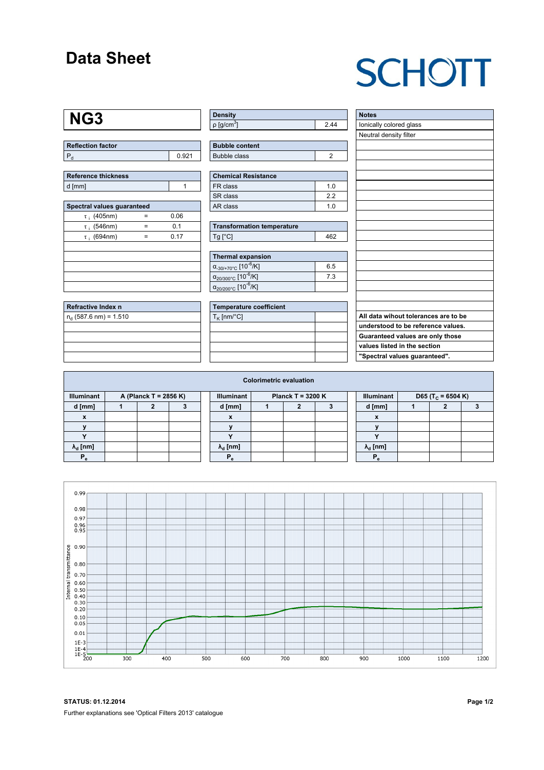# Data Sheet

SCHOTT

## NG3

| Reflection factor | |
|---|---|
| $P_d$ | 0.921 |

| Reference thickness | |
|---|---|
| d [mm] | 1 |

| Spectral values guaranteed | | |
|---|---|---|
| $\tau_i$ (405nm) | = | 0.06 |
| $\tau_i$ (546nm) | = | 0.1 |
| $\tau_i$ (694nm) | = | 0.17 |

| Refractive Index n |
|---|
| $n_d$ (587.6 nm) = 1.510 |

| Density | |
|---|---|
| $\rho$ [g/cm$^3$] | 2.44 |

| Bubble content | |
|---|---|
| Bubble class | 2 |

| Chemical Resistance | |
|---|---|
| FR class | 1.0 |
| SR class | 2.2 |
| AR class | 1.0 |

| Transformation temperature | |
|---|---|
| Tg [°C] | 462 |

| Thermal expansion | |
|---|---|
| $\alpha_{-30/+70°C}$ [$10^{-6}$/K] | 6.5 |
| $\alpha_{20/300°C}$ [$10^{-6}$/K] | 7.3 |
| $\alpha_{20/200°C}$ [$10^{-6}$/K] | |

| Temperature coefficient | |
|---|---|
| $T_K$ [nm/°C] | |

| Notes |
|---|
| Ionically colored glass |
| Neutral density filter |

**All data wihout tolerances are to be understood to be reference values. Guaranteed values are only those values listed in the section "Spectral values guaranteed".**

### Colorimetric evaluation

| Illuminant | A (Planck T = 2856 K) | | | Illuminant | Planck T = 3200 K | | | Illuminant | D65 ($T_C$ = 6504 K) | | |
|---|---|---|---|---|---|---|---|---|---|---|---|
| d [mm] | 1 | 2 | 3 | d [mm] | 1 | 2 | 3 | d [mm] | 1 | 2 | 3 |
| x | | | | x | | | | x | | | |
| y | | | | y | | | | y | | | |
| Y | | | | Y | | | | Y | | | |
| $\lambda_d$ [nm] | | | | $\lambda_d$ [nm] | | | | $\lambda_d$ [nm] | | | |
| $P_e$ | | | | $P_e$ | | | | $P_e$ | | | |

Internal transmittance

0.99, 0.98, 0.97, 0.96, 0.95, 0.90, 0.80, 0.70, 0.60, 0.50, 0.40, 0.30, 0.20, 0.10, 0.05, 0.01, 1E-3, 1E-4, 1E-5

200, 300, 400, 500, 600, 700, 800, 900, 1000, 1100, 1200

**STATUS: 01.12.2014**

Further explanations see 'Optical Filters 2013' catalogue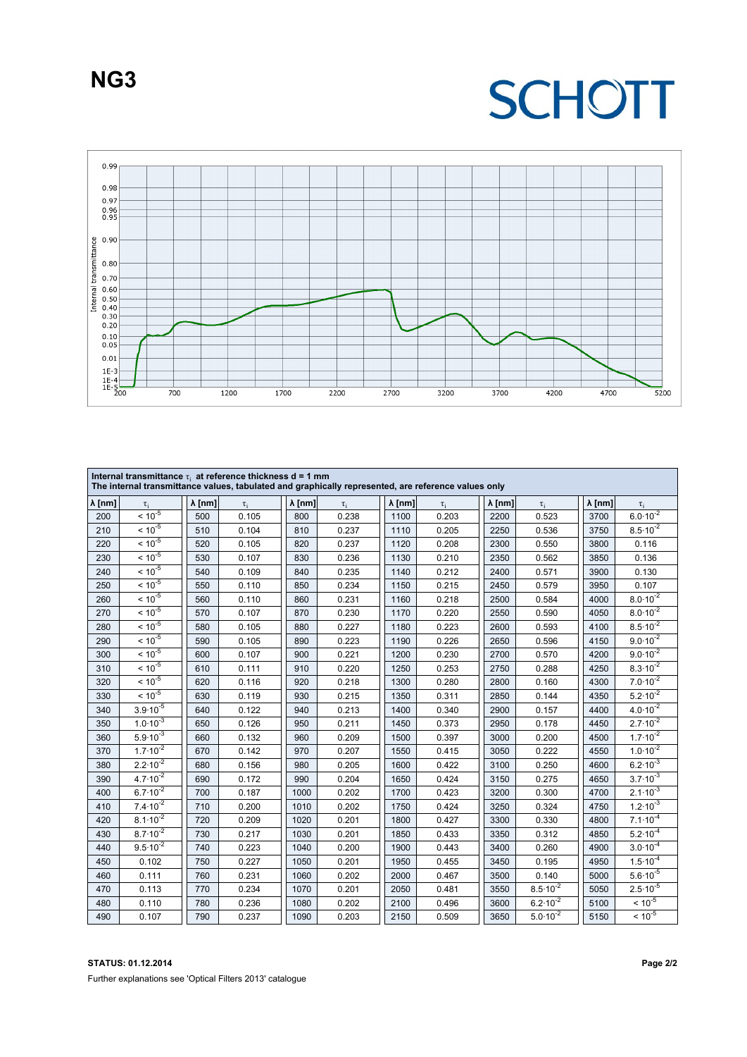# NG3

SCHOTT

0.99
0.98
0.97
0.96
0.95
0.90
0.80
0.70
0.60
0.50
0.40
0.30
0.20
0.10
0.05
0.01
1E-3
1E-4
1E-5

Internal transmittance

200
700
1200
1700
2200
2700
3200
3700
4200
4700
5200

**Internal transmittance $\tau_i$ at reference thickness d = 1 mm**
**The internal transmittance values, tabulated and graphically represented, are reference values only**

| λ [nm] | $\tau_i$ | λ [nm] | $\tau_i$ | λ [nm] | $\tau_i$ | λ [nm] | $\tau_i$ | λ [nm] | $\tau_i$ | λ [nm] | $\tau_i$ |
|---|---|---|---|---|---|---|---|---|---|---|---|
| 200 | $< 10^{-5}$ | 500 | 0.105 | 800 | 0.238 | 1100 | 0.203 | 2200 | 0.523 | 3700 | $6.0 \cdot 10^{-2}$ |
| 210 | $< 10^{-5}$ | 510 | 0.104 | 810 | 0.237 | 1110 | 0.205 | 2250 | 0.536 | 3750 | $8.5 \cdot 10^{-2}$ |
| 220 | $< 10^{-5}$ | 520 | 0.105 | 820 | 0.237 | 1120 | 0.208 | 2300 | 0.550 | 3800 | 0.116 |
| 230 | $< 10^{-5}$ | 530 | 0.107 | 830 | 0.236 | 1130 | 0.210 | 2350 | 0.562 | 3850 | 0.136 |
| 240 | $< 10^{-5}$ | 540 | 0.109 | 840 | 0.235 | 1140 | 0.212 | 2400 | 0.571 | 3900 | 0.130 |
| 250 | $< 10^{-5}$ | 550 | 0.110 | 850 | 0.234 | 1150 | 0.215 | 2450 | 0.579 | 3950 | 0.107 |
| 260 | $< 10^{-5}$ | 560 | 0.110 | 860 | 0.231 | 1160 | 0.218 | 2500 | 0.584 | 4000 | $8.0 \cdot 10^{-2}$ |
| 270 | $< 10^{-5}$ | 570 | 0.107 | 870 | 0.230 | 1170 | 0.220 | 2550 | 0.590 | 4050 | $8.0 \cdot 10^{-2}$ |
| 280 | $< 10^{-5}$ | 580 | 0.105 | 880 | 0.227 | 1180 | 0.223 | 2600 | 0.593 | 4100 | $8.5 \cdot 10^{-2}$ |
| 290 | $< 10^{-5}$ | 590 | 0.105 | 890 | 0.223 | 1190 | 0.226 | 2650 | 0.596 | 4150 | $9.0 \cdot 10^{-2}$ |
| 300 | $< 10^{-5}$ | 600 | 0.107 | 900 | 0.221 | 1200 | 0.230 | 2700 | 0.570 | 4200 | $9.0 \cdot 10^{-2}$ |
| 310 | $< 10^{-5}$ | 610 | 0.111 | 910 | 0.220 | 1250 | 0.253 | 2750 | 0.288 | 4250 | $8.3 \cdot 10^{-2}$ |
| 320 | $< 10^{-5}$ | 620 | 0.116 | 920 | 0.218 | 1300 | 0.280 | 2800 | 0.160 | 4300 | $7.0 \cdot 10^{-2}$ |
| 330 | $< 10^{-5}$ | 630 | 0.119 | 930 | 0.215 | 1350 | 0.311 | 2850 | 0.144 | 4350 | $5.2 \cdot 10^{-2}$ |
| 340 | $3.9 \cdot 10^{-5}$ | 640 | 0.122 | 940 | 0.213 | 1400 | 0.340 | 2900 | 0.157 | 4400 | $4.0 \cdot 10^{-2}$ |
| 350 | $1.0 \cdot 10^{-3}$ | 650 | 0.126 | 950 | 0.211 | 1450 | 0.373 | 2950 | 0.178 | 4450 | $2.7 \cdot 10^{-2}$ |
| 360 | $5.9 \cdot 10^{-3}$ | 660 | 0.132 | 960 | 0.209 | 1500 | 0.397 | 3000 | 0.200 | 4500 | $1.7 \cdot 10^{-2}$ |
| 370 | $1.7 \cdot 10^{-2}$ | 670 | 0.142 | 970 | 0.207 | 1550 | 0.415 | 3050 | 0.222 | 4550 | $1.0 \cdot 10^{-2}$ |
| 380 | $2.2 \cdot 10^{-2}$ | 680 | 0.156 | 980 | 0.205 | 1600 | 0.422 | 3100 | 0.250 | 4600 | $6.2 \cdot 10^{-3}$ |
| 390 | $4.7 \cdot 10^{-2}$ | 690 | 0.172 | 990 | 0.204 | 1650 | 0.424 | 3150 | 0.275 | 4650 | $3.7 \cdot 10^{-3}$ |
| 400 | $6.7 \cdot 10^{-2}$ | 700 | 0.187 | 1000 | 0.202 | 1700 | 0.423 | 3200 | 0.300 | 4700 | $2.1 \cdot 10^{-3}$ |
| 410 | $7.4 \cdot 10^{-2}$ | 710 | 0.200 | 1010 | 0.202 | 1750 | 0.424 | 3250 | 0.324 | 4750 | $1.2 \cdot 10^{-3}$ |
| 420 | $8.1 \cdot 10^{-2}$ | 720 | 0.209 | 1020 | 0.201 | 1800 | 0.427 | 3300 | 0.330 | 4800 | $7.1 \cdot 10^{-4}$ |
| 430 | $8.7 \cdot 10^{-2}$ | 730 | 0.217 | 1030 | 0.201 | 1850 | 0.433 | 3350 | 0.312 | 4850 | $5.2 \cdot 10^{-4}$ |
| 440 | $9.5 \cdot 10^{-2}$ | 740 | 0.223 | 1040 | 0.200 | 1900 | 0.443 | 3400 | 0.260 | 4900 | $3.0 \cdot 10^{-4}$ |
| 450 | 0.102 | 750 | 0.227 | 1050 | 0.201 | 1950 | 0.455 | 3450 | 0.195 | 4950 | $1.5 \cdot 10^{-4}$ |
| 460 | 0.111 | 760 | 0.231 | 1060 | 0.202 | 2000 | 0.467 | 3500 | 0.140 | 5000 | $5.6 \cdot 10^{-5}$ |
| 470 | 0.113 | 770 | 0.234 | 1070 | 0.201 | 2050 | 0.481 | 3550 | $8.5 \cdot 10^{-2}$ | 5050 | $2.5 \cdot 10^{-5}$ |
| 480 | 0.110 | 780 | 0.236 | 1080 | 0.202 | 2100 | 0.496 | 3600 | $6.2 \cdot 10^{-2}$ | 5100 | $< 10^{-5}$ |
| 490 | 0.107 | 790 | 0.237 | 1090 | 0.203 | 2150 | 0.509 | 3650 | $5.0 \cdot 10^{-2}$ | 5150 | $< 10^{-5}$ |

**STATUS: 01.12.2014**

Further explanations see 'Optical Filters 2013' catalogue